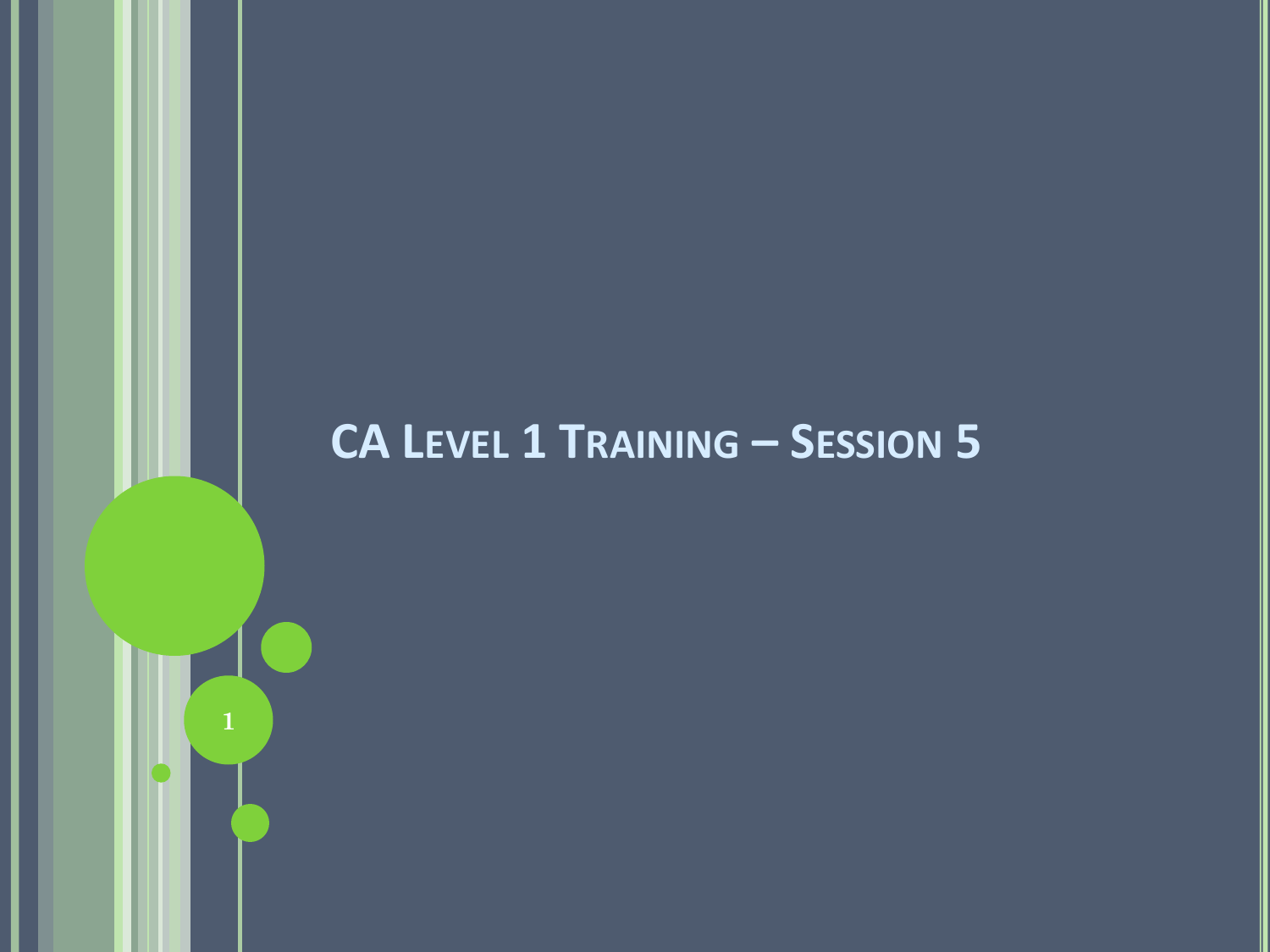# CA Level 1 Training – Session 5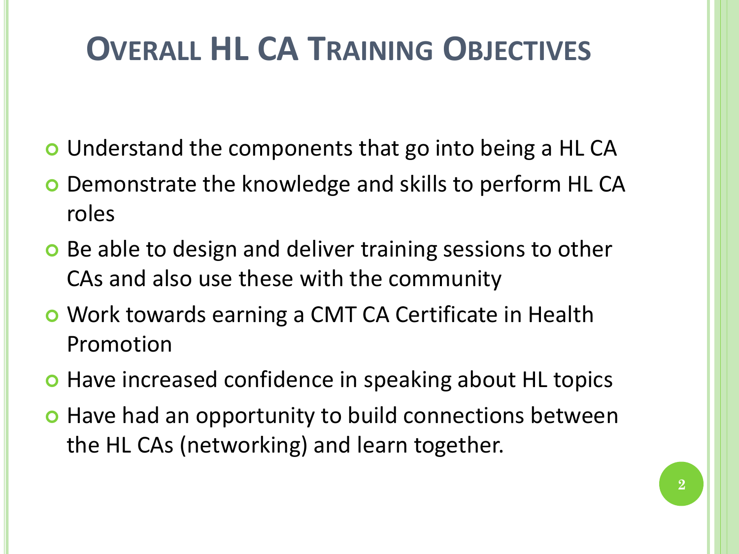# Overall HL CA Training Objectives

- Understand the components that go into being a HL CA
- Demonstrate the knowledge and skills to perform HL CA roles
- Be able to design and deliver training sessions to other CAs and also use these with the community
- Work towards earning a CMT CA Certificate in Health Promotion
- Have increased confidence in speaking about HL topics
- Have had an opportunity to build connections between the HL CAs (networking) and learn together.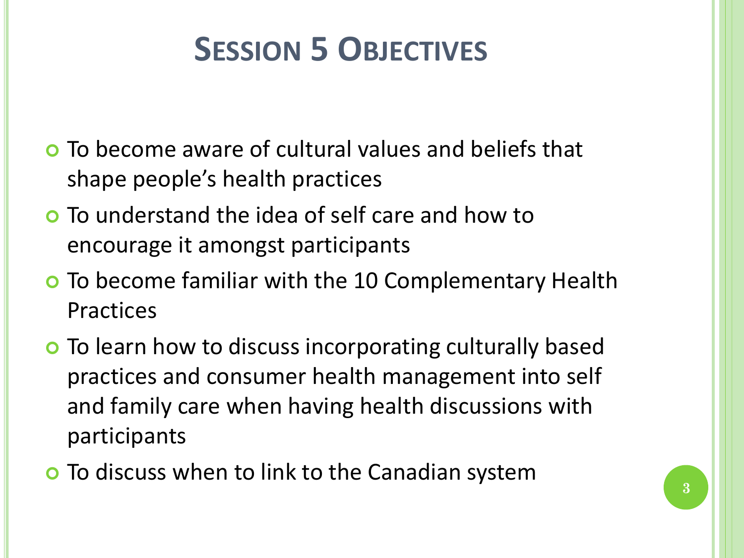# Session 5 Objectives

- To become aware of cultural values and beliefs that shape people's health practices
- To understand the idea of self care and how to encourage it amongst participants
- To become familiar with the 10 Complementary Health Practices
- To learn how to discuss incorporating culturally based practices and consumer health management into self and family care when having health discussions with participants
- To discuss when to link to the Canadian system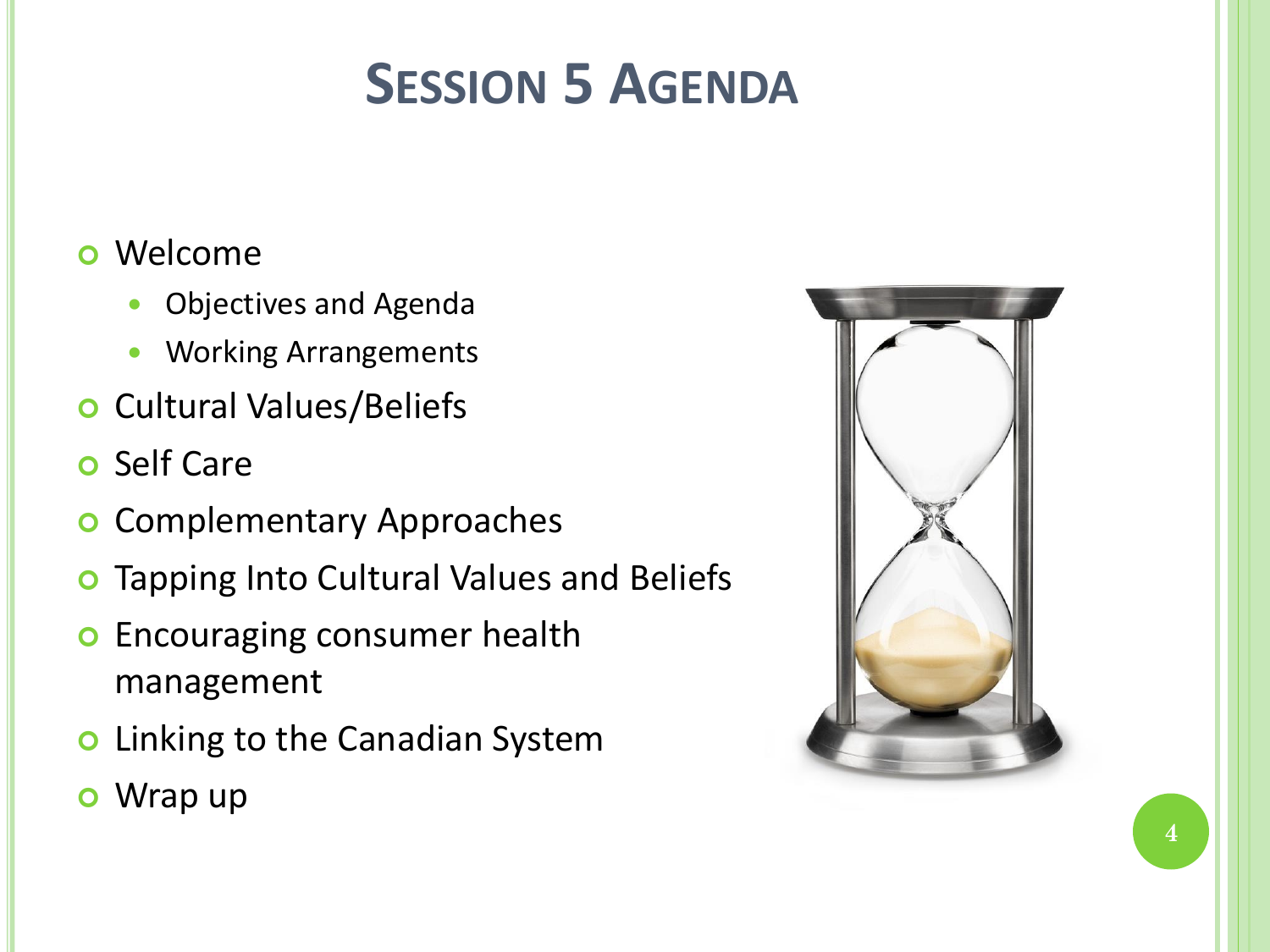# Session 5 Agenda

- Welcome
  - Objectives and Agenda
  - Working Arrangements
- Cultural Values/Beliefs
- Self Care
- Complementary Approaches
- Tapping Into Cultural Values and Beliefs
- Encouraging consumer health management
- Linking to the Canadian System
- Wrap up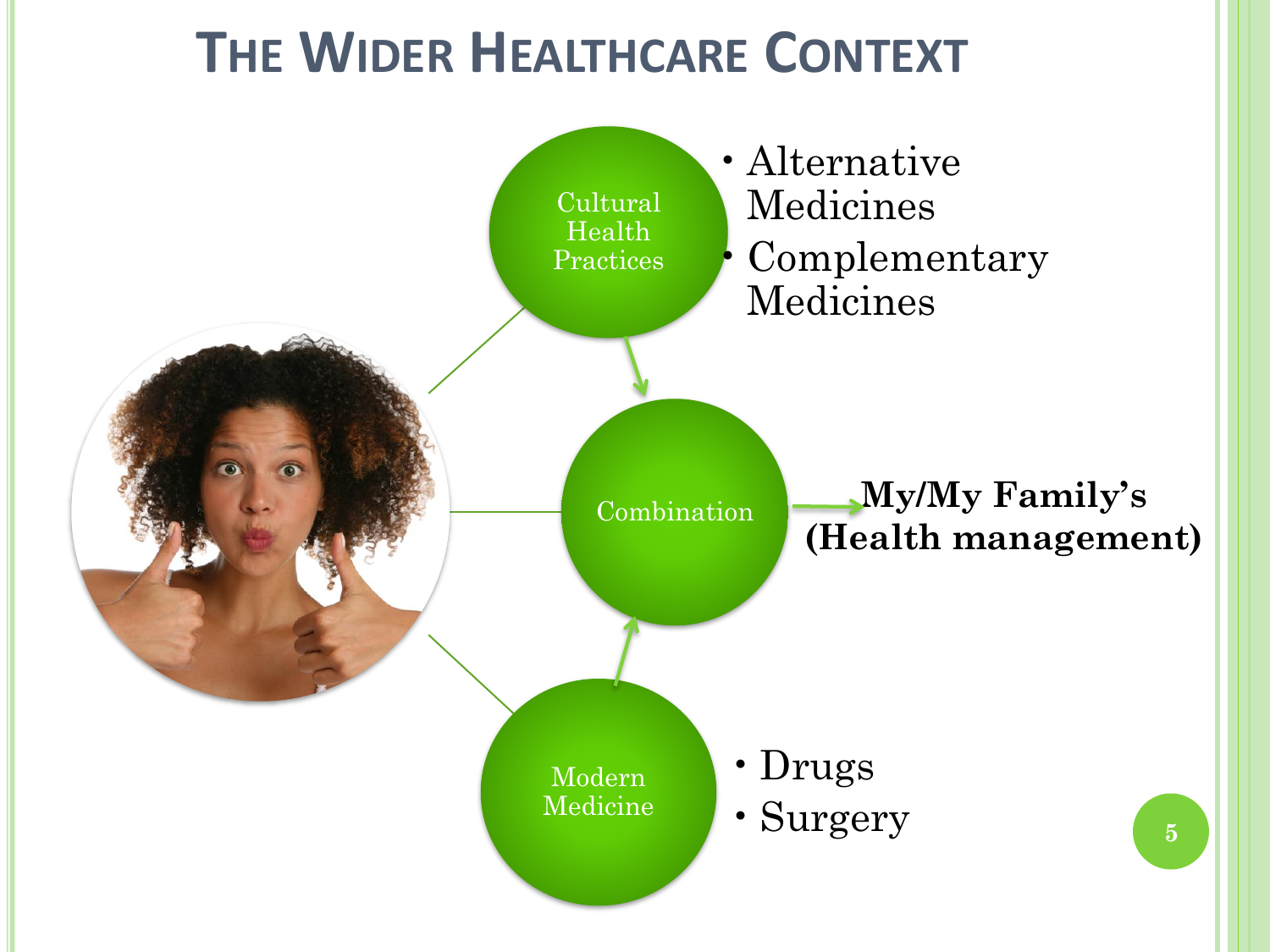# The Wider Healthcare Context

Cultural Health Practices

- Alternative Medicines
- Complementary Medicines

Combination → **My/My Family's (Health management)**

Modern Medicine

- Drugs
- Surgery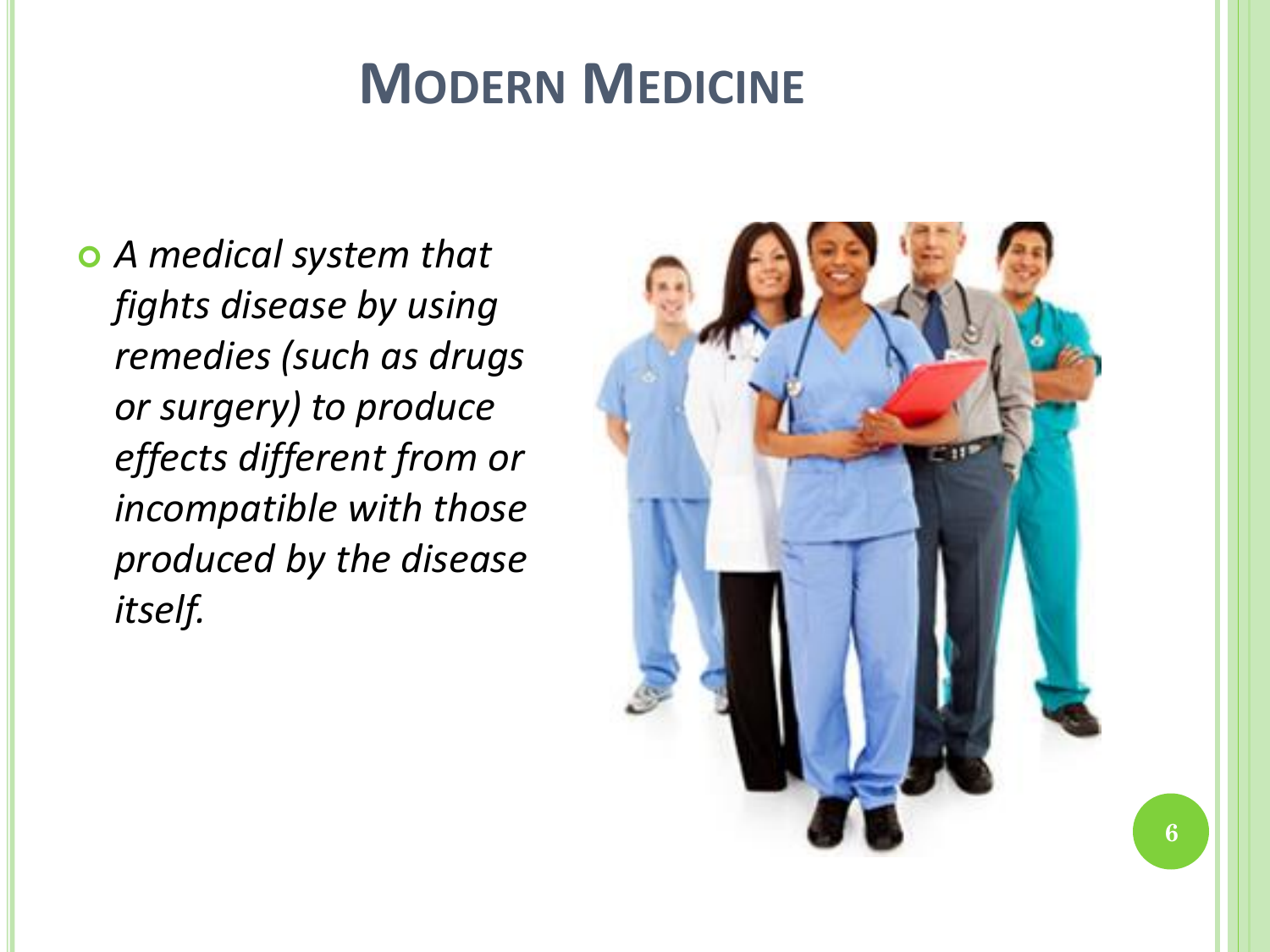# Modern Medicine

- *A medical system that fights disease by using remedies (such as drugs or surgery) to produce effects different from or incompatible with those produced by the disease itself.*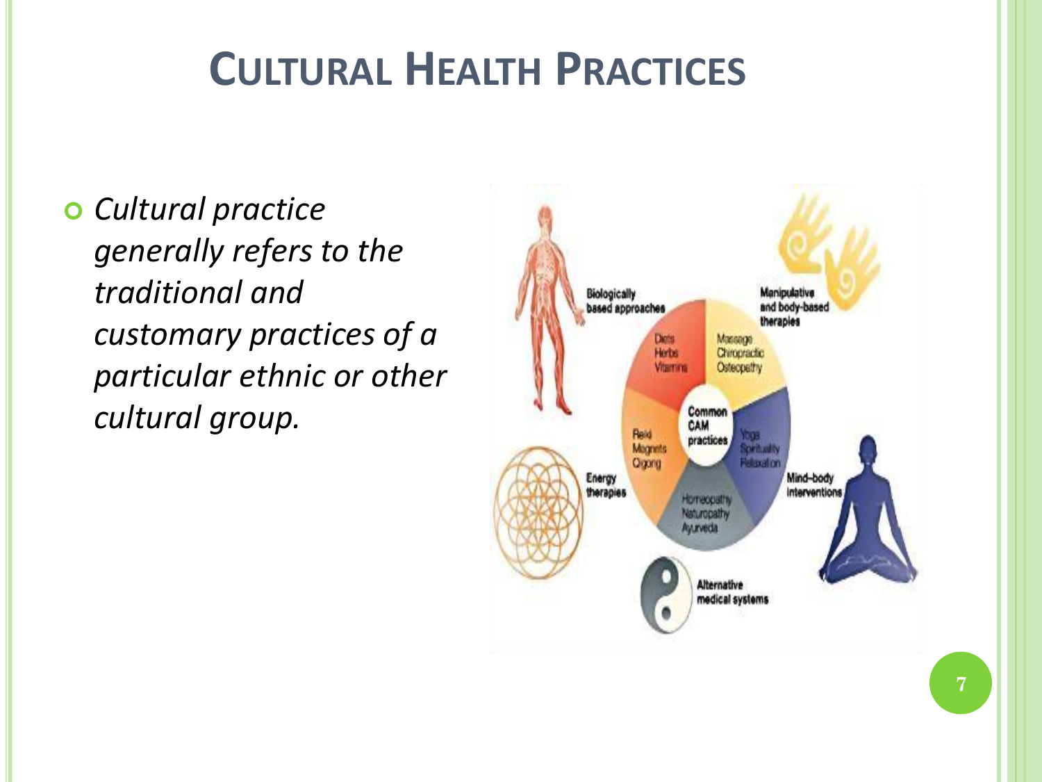# Cultural Health Practices

- *Cultural practice generally refers to the traditional and customary practices of a particular ethnic or other cultural group.*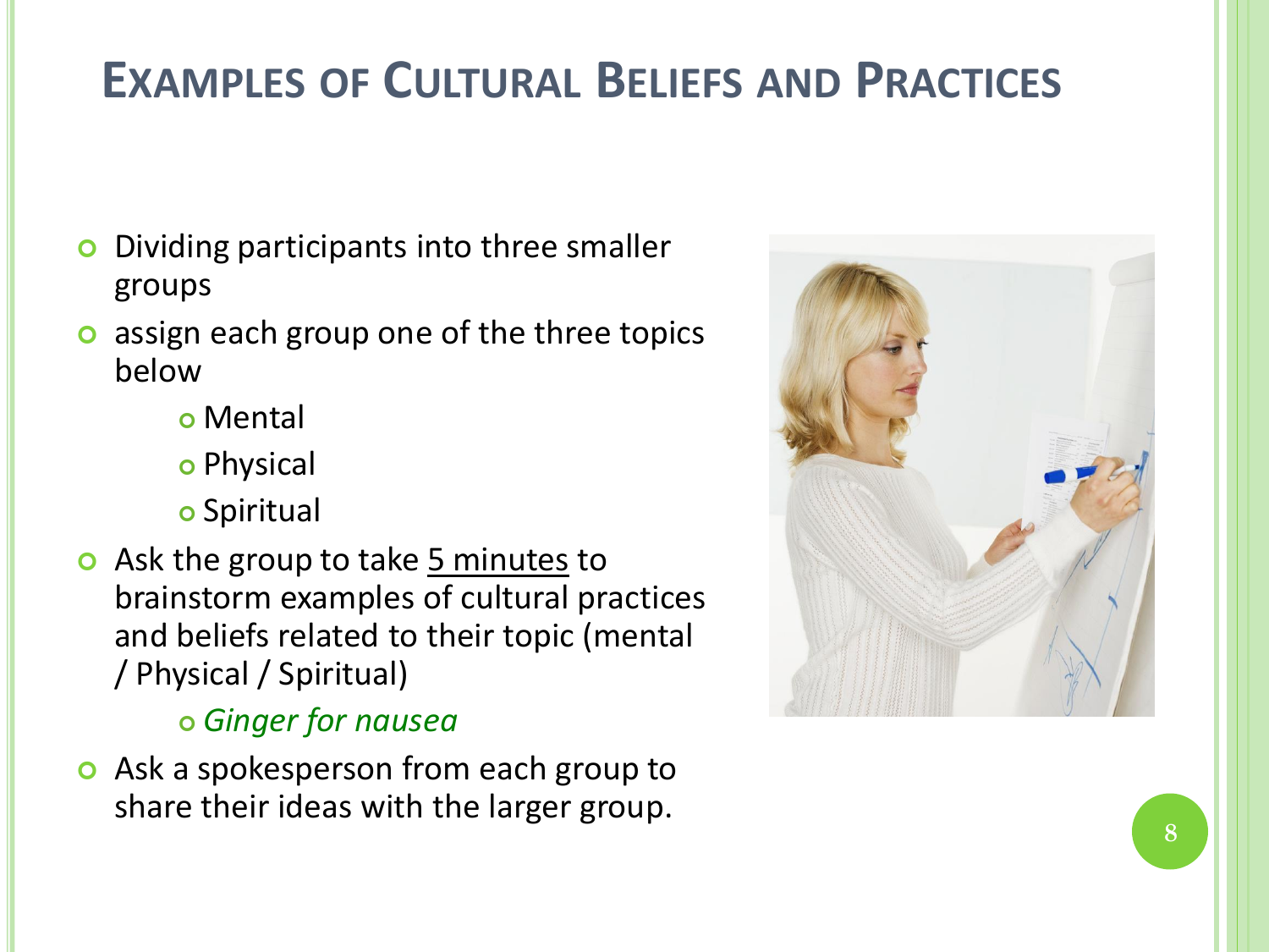# Examples of Cultural Beliefs and Practices

- Dividing participants into three smaller groups
- assign each group one of the three topics below
  - Mental
  - Physical
  - Spiritual
- Ask the group to take 5 minutes to brainstorm examples of cultural practices and beliefs related to their topic (mental / Physical / Spiritual)
  - *Ginger for nausea*
- Ask a spokesperson from each group to share their ideas with the larger group.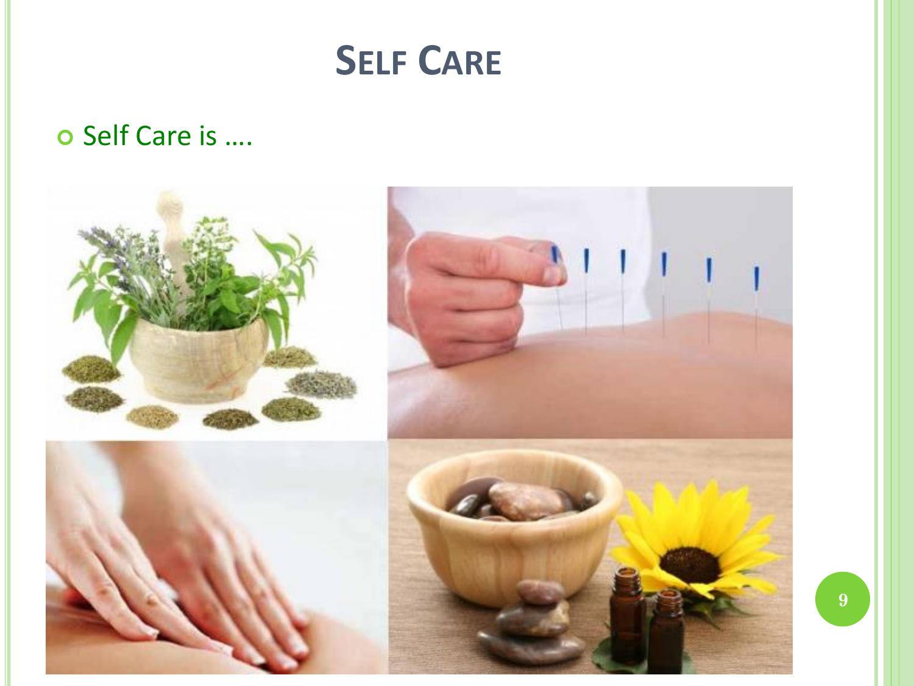# Self Care

- Self Care is ….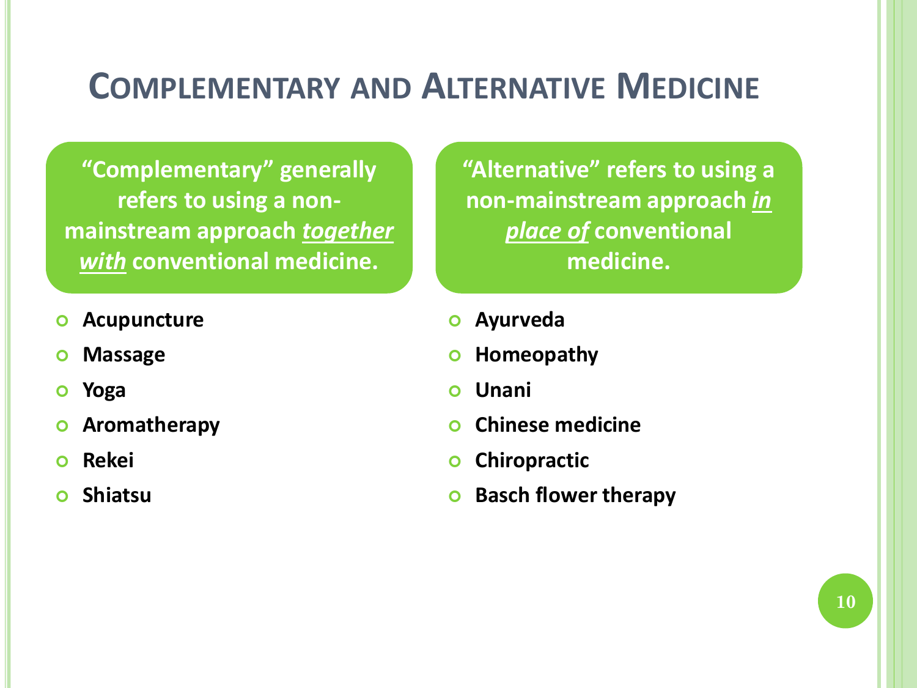# Complementary and Alternative Medicine

**"Complementary" generally refers to using a non-mainstream approach *together with* conventional medicine.**

- **Acupuncture**
- **Massage**
- **Yoga**
- **Aromatherapy**
- **Rekei**
- **Shiatsu**

**"Alternative" refers to using a non-mainstream approach *in place of* conventional medicine.**

- **Ayurveda**
- **Homeopathy**
- **Unani**
- **Chinese medicine**
- **Chiropractic**
- **Basch flower therapy**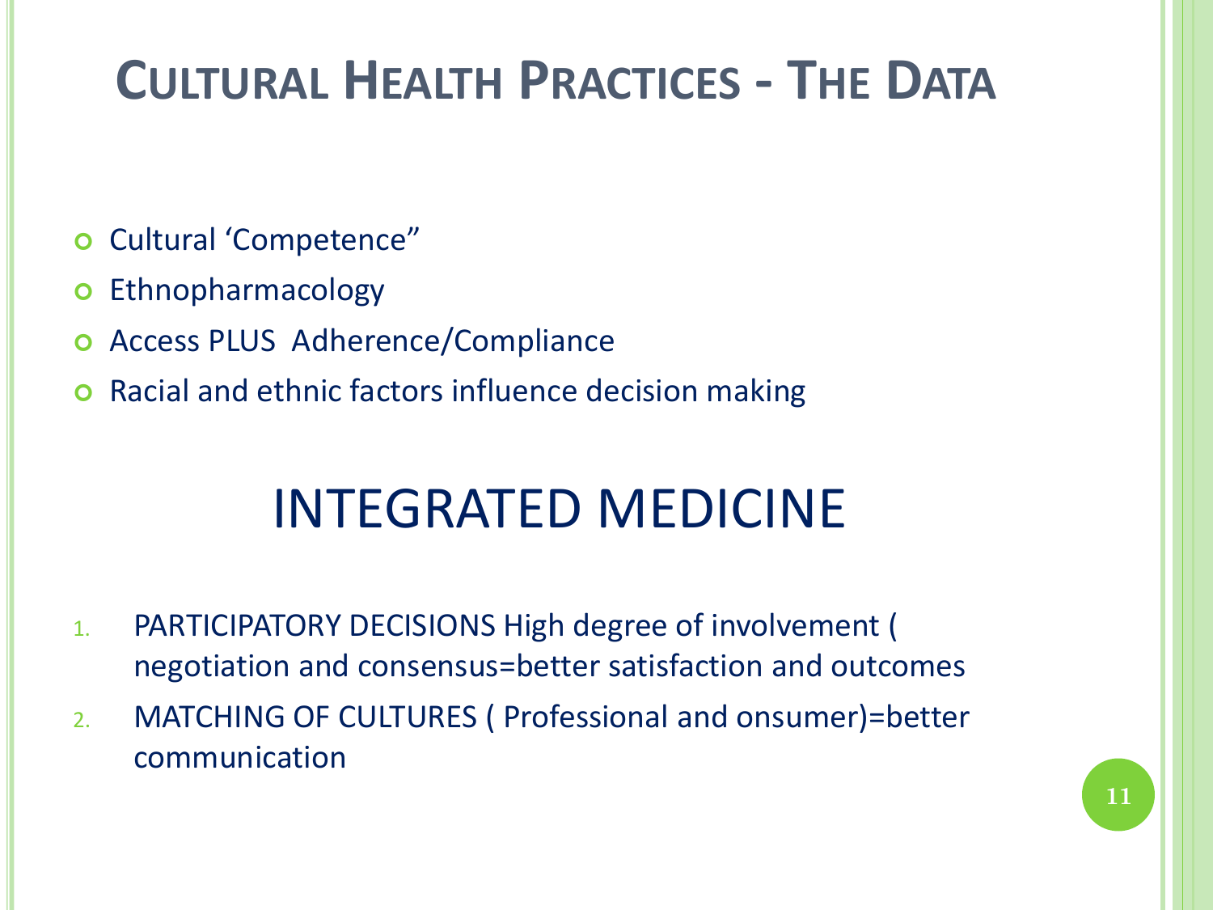# Cultural Health Practices - The Data

- Cultural 'Competence"
- Ethnopharmacology
- Access PLUS  Adherence/Compliance
- Racial and ethnic factors influence decision making

## INTEGRATED MEDICINE

1. PARTICIPATORY DECISIONS High degree of involvement ( negotiation and consensus=better satisfaction and outcomes
2. MATCHING OF CULTURES ( Professional and onsumer)=better communication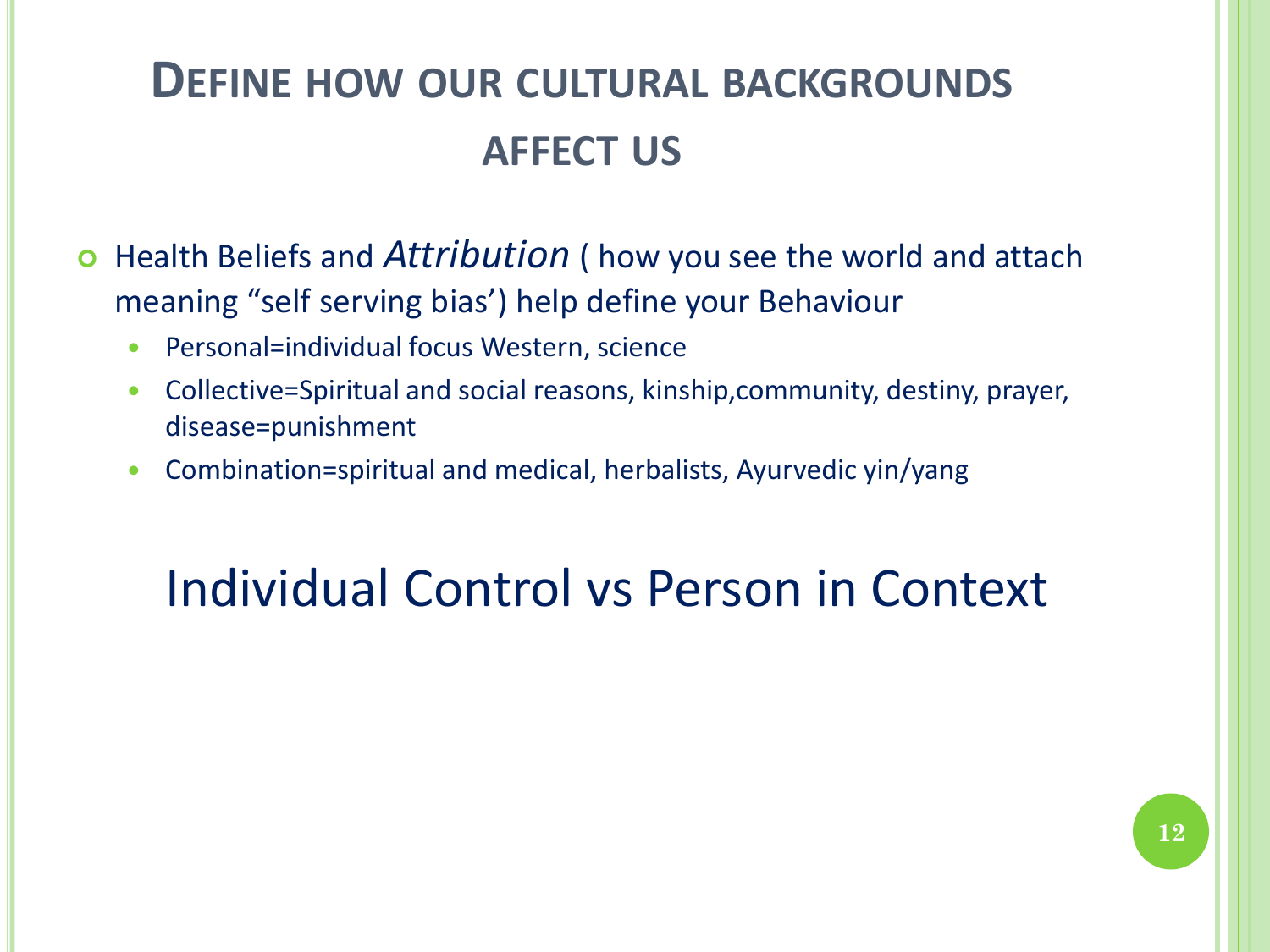# Define how our cultural backgrounds affect us

- Health Beliefs and *Attribution* ( how you see the world and attach meaning “self serving bias’) help define your Behaviour
  - Personal=individual focus Western, science
  - Collective=Spiritual and social reasons, kinship,community, destiny, prayer, disease=punishment
  - Combination=spiritual and medical, herbalists, Ayurvedic yin/yang

## Individual Control vs Person in Context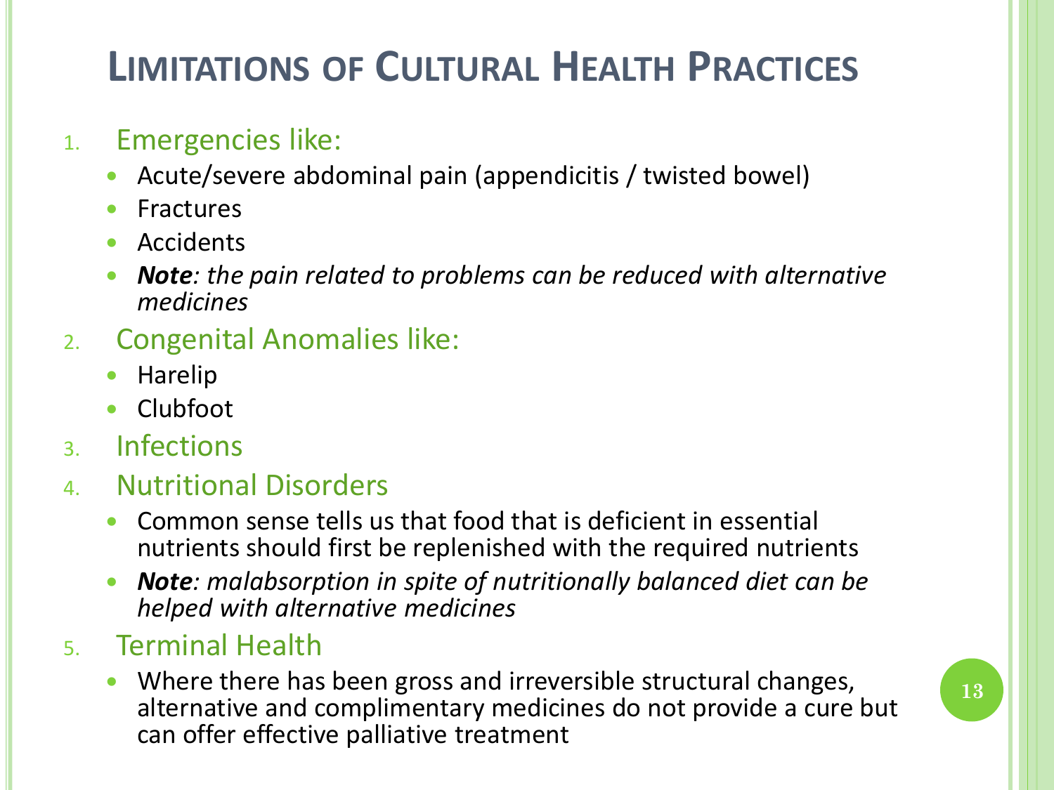# Limitations of Cultural Health Practices

1. Emergencies like:
   - Acute/severe abdominal pain (appendicitis / twisted bowel)
   - Fractures
   - Accidents
   - ***Note**: the pain related to problems can be reduced with alternative medicines*
2. Congenital Anomalies like:
   - Harelip
   - Clubfoot
3. Infections
4. Nutritional Disorders
   - Common sense tells us that food that is deficient in essential nutrients should first be replenished with the required nutrients
   - ***Note**: malabsorption in spite of nutritionally balanced diet can be helped with alternative medicines*
5. Terminal Health
   - Where there has been gross and irreversible structural changes, alternative and complimentary medicines do not provide a cure but can offer effective palliative treatment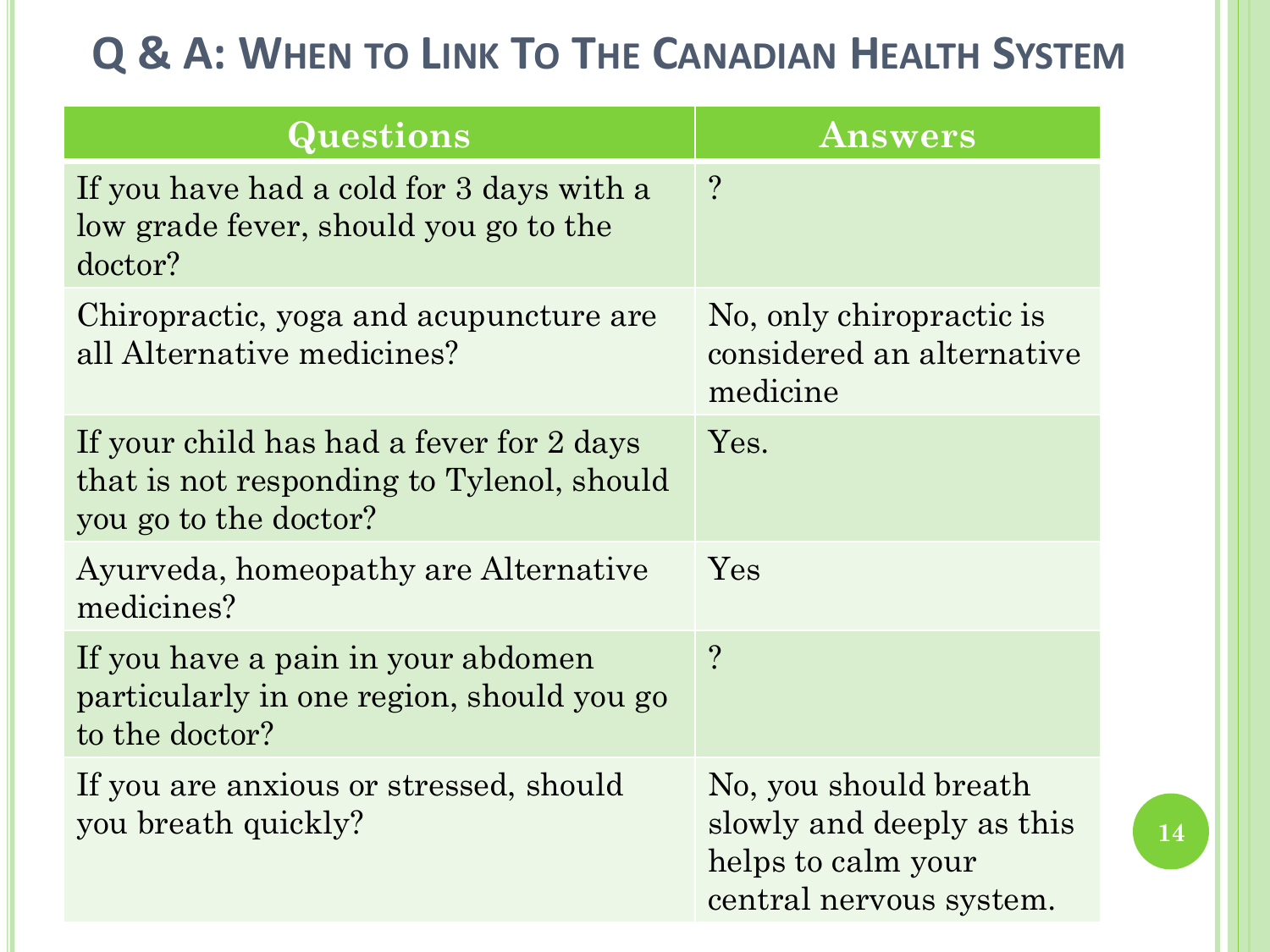# Q & A: When to Link To The Canadian Health System

| Questions | Answers |
| --- | --- |
| If you have had a cold for 3 days with a low grade fever, should you go to the doctor? | ? |
| Chiropractic, yoga and acupuncture are all Alternative medicines? | No, only chiropractic is considered an alternative medicine |
| If your child has had a fever for 2 days that is not responding to Tylenol, should you go to the doctor? | Yes. |
| Ayurveda, homeopathy are Alternative medicines? | Yes |
| If you have a pain in your abdomen particularly in one region, should you go to the doctor? | ? |
| If you are anxious or stressed, should you breath quickly? | No, you should breath slowly and deeply as this helps to calm your central nervous system. |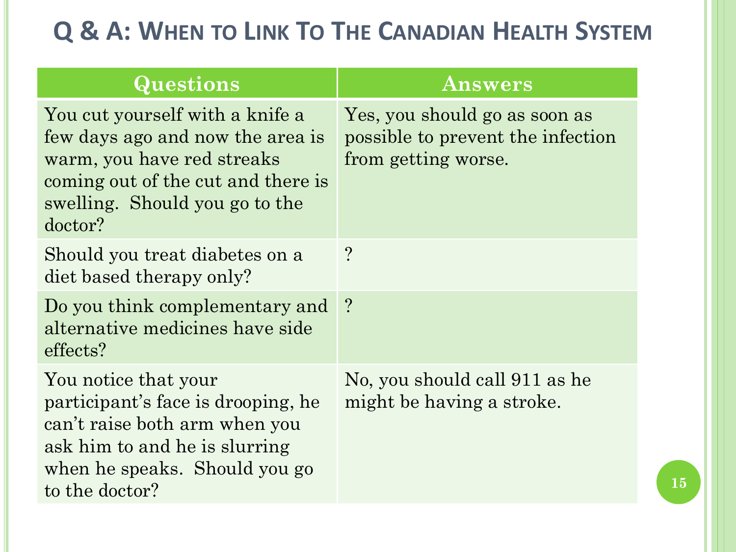# Q & A: When to Link To The Canadian Health System

| Questions | Answers |
| --- | --- |
| You cut yourself with a knife a few days ago and now the area is warm, you have red streaks coming out of the cut and there is swelling. Should you go to the doctor? | Yes, you should go as soon as possible to prevent the infection from getting worse. |
| Should you treat diabetes on a diet based therapy only? | ? |
| Do you think complementary and alternative medicines have side effects? | ? |
| You notice that your participant's face is drooping, he can't raise both arm when you ask him to and he is slurring when he speaks. Should you go to the doctor? | No, you should call 911 as he might be having a stroke. |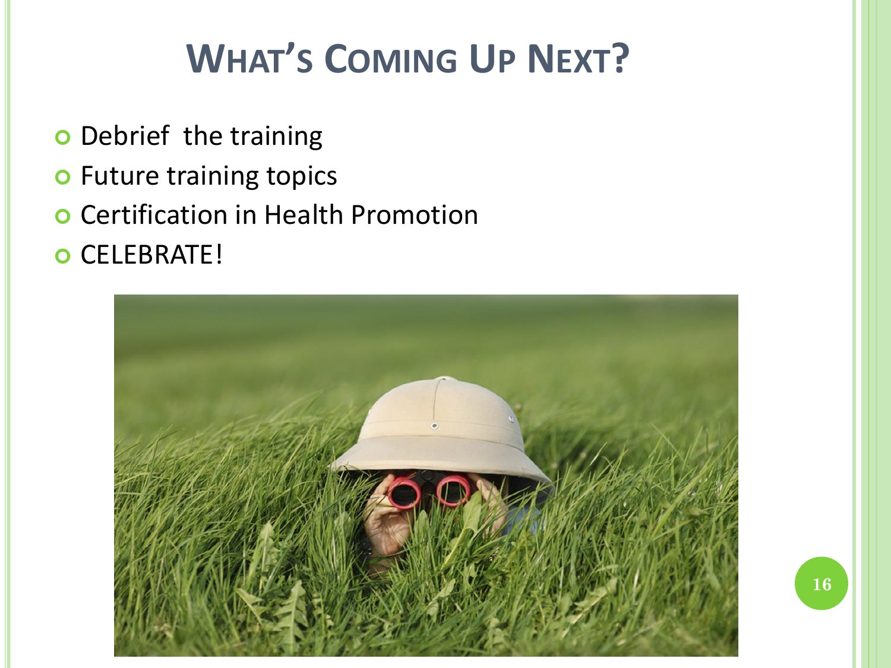# What's Coming Up Next?

- Debrief the training
- Future training topics
- Certification in Health Promotion
- CELEBRATE!